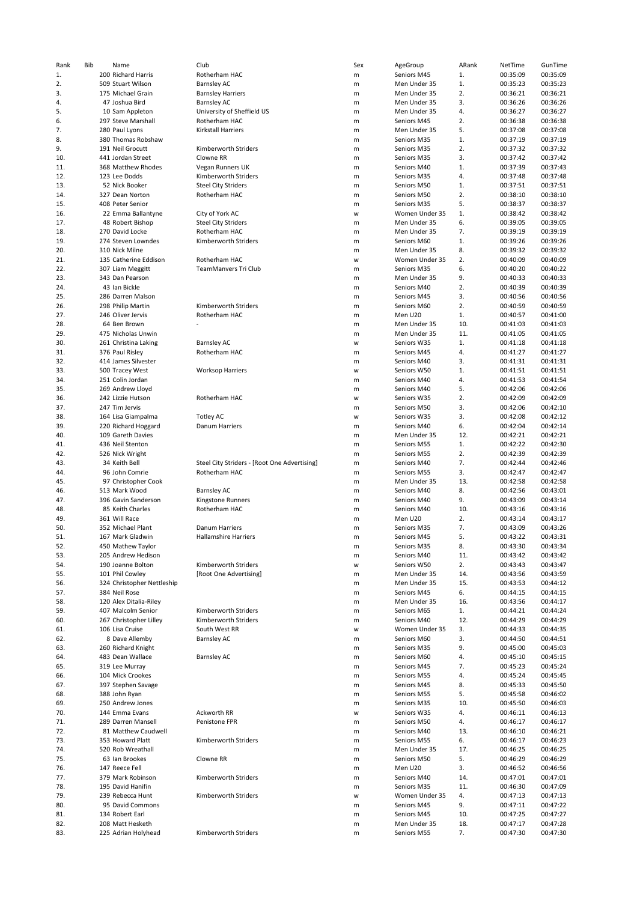| Rank | Bib | Name | Club | Sex | AgeGroup | ARank | NetTime | GunTime |
|---|---|---|---|---|---|---|---|---|
| 1. | 200 | Richard Harris | Rotherham HAC | m | Seniors M45 | 1. | 00:35:09 | 00:35:09 |
| 2. | 509 | Stuart Wilson | Barnsley AC | m | Men Under 35 | 1. | 00:35:23 | 00:35:23 |
| 3. | 175 | Michael Grain | Barnsley Harriers | m | Men Under 35 | 2. | 00:36:21 | 00:36:21 |
| 4. | 47 | Joshua Bird | Barnsley AC | m | Men Under 35 | 3. | 00:36:26 | 00:36:26 |
| 5. | 10 | Sam Appleton | University of Sheffield US | m | Men Under 35 | 4. | 00:36:27 | 00:36:27 |
| 6. | 297 | Steve Marshall | Rotherham HAC | m | Seniors M45 | 2. | 00:36:38 | 00:36:38 |
| 7. | 280 | Paul Lyons | Kirkstall Harriers | m | Men Under 35 | 5. | 00:37:08 | 00:37:08 |
| 8. | 380 | Thomas Robshaw | | m | Seniors M35 | 1. | 00:37:19 | 00:37:19 |
| 9. | 191 | Neil Grocutt | Kimberworth Striders | m | Seniors M35 | 2. | 00:37:32 | 00:37:32 |
| 10. | 441 | Jordan Street | Clowne RR | m | Seniors M35 | 3. | 00:37:42 | 00:37:42 |
| 11. | 368 | Matthew Rhodes | Vegan Runners UK | m | Seniors M40 | 1. | 00:37:39 | 00:37:43 |
| 12. | 123 | Lee Dodds | Kimberworth Striders | m | Seniors M35 | 4. | 00:37:48 | 00:37:48 |
| 13. | 52 | Nick Booker | Steel City Striders | m | Seniors M50 | 1. | 00:37:51 | 00:37:51 |
| 14. | 327 | Dean Norton | Rotherham HAC | m | Seniors M50 | 2. | 00:38:10 | 00:38:10 |
| 15. | 408 | Peter Senior | | m | Seniors M35 | 5. | 00:38:37 | 00:38:37 |
| 16. | 22 | Emma Ballantyne | City of York AC | w | Women Under 35 | 1. | 00:38:42 | 00:38:42 |
| 17. | 48 | Robert Bishop | Steel City Striders | m | Men Under 35 | 6. | 00:39:05 | 00:39:05 |
| 18. | 270 | David Locke | Rotherham HAC | m | Men Under 35 | 7. | 00:39:19 | 00:39:19 |
| 19. | 274 | Steven Lowndes | Kimberworth Striders | m | Seniors M60 | 1. | 00:39:26 | 00:39:26 |
| 20. | 310 | Nick Milne | | m | Men Under 35 | 8. | 00:39:32 | 00:39:32 |
| 21. | 135 | Catherine Eddison | Rotherham HAC | w | Women Under 35 | 2. | 00:40:09 | 00:40:09 |
| 22. | 307 | Liam Meggitt | TeamManvers Tri Club | m | Seniors M35 | 6. | 00:40:20 | 00:40:22 |
| 23. | 343 | Dan Pearson | | m | Men Under 35 | 9. | 00:40:33 | 00:40:33 |
| 24. | 43 | Ian Bickle | | m | Seniors M40 | 2. | 00:40:39 | 00:40:39 |
| 25. | 286 | Darren Malson | | m | Seniors M45 | 3. | 00:40:56 | 00:40:56 |
| 26. | 298 | Philip Martin | Kimberworth Striders | m | Seniors M60 | 2. | 00:40:59 | 00:40:59 |
| 27. | 246 | Oliver Jervis | Rotherham HAC | m | Men U20 | 1. | 00:40:57 | 00:41:00 |
| 28. | 64 | Ben Brown | - | m | Men Under 35 | 10. | 00:41:03 | 00:41:03 |
| 29. | 475 | Nicholas Unwin | | m | Men Under 35 | 11. | 00:41:05 | 00:41:05 |
| 30. | 261 | Christina Laking | Barnsley AC | w | Seniors W35 | 1. | 00:41:18 | 00:41:18 |
| 31. | 376 | Paul Risley | Rotherham HAC | m | Seniors M45 | 4. | 00:41:27 | 00:41:27 |
| 32. | 414 | James Silvester | | m | Seniors M40 | 3. | 00:41:31 | 00:41:31 |
| 33. | 500 | Tracey West | Worksop Harriers | w | Seniors W50 | 1. | 00:41:51 | 00:41:51 |
| 34. | 251 | Colin Jordan | | m | Seniors M40 | 4. | 00:41:53 | 00:41:54 |
| 35. | 269 | Andrew Lloyd | | m | Seniors M40 | 5. | 00:42:06 | 00:42:06 |
| 36. | 242 | Lizzie Hutson | Rotherham HAC | w | Seniors W35 | 2. | 00:42:09 | 00:42:09 |
| 37. | 247 | Tim Jervis | | m | Seniors M50 | 3. | 00:42:06 | 00:42:10 |
| 38. | 164 | Lisa Giampalma | Totley AC | w | Seniors W35 | 3. | 00:42:08 | 00:42:12 |
| 39. | 220 | Richard Hoggard | Danum Harriers | m | Seniors M40 | 6. | 00:42:04 | 00:42:14 |
| 40. | 109 | Gareth Davies | | m | Men Under 35 | 12. | 00:42:21 | 00:42:21 |
| 41. | 436 | Neil Stenton | | m | Seniors M55 | 1. | 00:42:22 | 00:42:30 |
| 42. | 526 | Nick Wright | | m | Seniors M55 | 2. | 00:42:39 | 00:42:39 |
| 43. | 34 | Keith Bell | Steel City Striders - [Root One Advertising] | m | Seniors M40 | 7. | 00:42:44 | 00:42:46 |
| 44. | 96 | John Comrie | Rotherham HAC | m | Seniors M55 | 3. | 00:42:47 | 00:42:47 |
| 45. | 97 | Christopher Cook | | m | Men Under 35 | 13. | 00:42:58 | 00:42:58 |
| 46. | 513 | Mark Wood | Barnsley AC | m | Seniors M40 | 8. | 00:42:56 | 00:43:01 |
| 47. | 396 | Gavin Sanderson | Kingstone Runners | m | Seniors M40 | 9. | 00:43:09 | 00:43:14 |
| 48. | 85 | Keith Charles | Rotherham HAC | m | Seniors M40 | 10. | 00:43:16 | 00:43:16 |
| 49. | 361 | Will Race | | m | Men U20 | 2. | 00:43:14 | 00:43:17 |
| 50. | 352 | Michael Plant | Danum Harriers | m | Seniors M35 | 7. | 00:43:09 | 00:43:26 |
| 51. | 167 | Mark Gladwin | Hallamshire Harriers | m | Seniors M45 | 5. | 00:43:22 | 00:43:31 |
| 52. | 450 | Mathew Taylor | | m | Seniors M35 | 8. | 00:43:30 | 00:43:34 |
| 53. | 205 | Andrew Hedison | | m | Seniors M40 | 11. | 00:43:42 | 00:43:42 |
| 54. | 190 | Joanne Bolton | Kimberworth Striders | w | Seniors W50 | 2. | 00:43:43 | 00:43:47 |
| 55. | 101 | Phil Cowley | [Root One Advertising] | m | Men Under 35 | 14. | 00:43:56 | 00:43:59 |
| 56. | 324 | Christopher Nettleship | | m | Men Under 35 | 15. | 00:43:53 | 00:44:12 |
| 57. | 384 | Neil Rose | | m | Seniors M45 | 6. | 00:44:15 | 00:44:15 |
| 58. | 120 | Alex Ditalia-Riley | | m | Men Under 35 | 16. | 00:43:56 | 00:44:17 |
| 59. | 407 | Malcolm Senior | Kimberworth Striders | m | Seniors M65 | 1. | 00:44:21 | 00:44:24 |
| 60. | 267 | Christopher Lilley | Kimberworth Striders | m | Seniors M40 | 12. | 00:44:29 | 00:44:29 |
| 61. | 106 | Lisa Cruise | South West RR | w | Women Under 35 | 3. | 00:44:33 | 00:44:35 |
| 62. | 8 | Dave Allemby | Barnsley AC | m | Seniors M60 | 3. | 00:44:50 | 00:44:51 |
| 63. | 260 | Richard Knight | | m | Seniors M35 | 9. | 00:45:00 | 00:45:03 |
| 64. | 483 | Dean Wallace | Barnsley AC | m | Seniors M60 | 4. | 00:45:10 | 00:45:15 |
| 65. | 319 | Lee Murray | | m | Seniors M45 | 7. | 00:45:23 | 00:45:24 |
| 66. | 104 | Mick Crookes | | m | Seniors M55 | 4. | 00:45:24 | 00:45:45 |
| 67. | 397 | Stephen Savage | | m | Seniors M45 | 8. | 00:45:33 | 00:45:50 |
| 68. | 388 | John Ryan | | m | Seniors M55 | 5. | 00:45:58 | 00:46:02 |
| 69. | 250 | Andrew Jones | | m | Seniors M35 | 10. | 00:45:50 | 00:46:03 |
| 70. | 144 | Emma Evans | Ackworth RR | w | Seniors W35 | 4. | 00:46:11 | 00:46:13 |
| 71. | 289 | Darren Mansell | Penistone FPR | m | Seniors M50 | 4. | 00:46:17 | 00:46:17 |
| 72. | 81 | Matthew Caudwell | | m | Seniors M40 | 13. | 00:46:10 | 00:46:21 |
| 73. | 353 | Howard Platt | Kimberworth Striders | m | Seniors M55 | 6. | 00:46:17 | 00:46:23 |
| 74. | 520 | Rob Wreathall | | m | Men Under 35 | 17. | 00:46:25 | 00:46:25 |
| 75. | 63 | Ian Brookes | Clowne RR | m | Seniors M50 | 5. | 00:46:29 | 00:46:29 |
| 76. | 147 | Reece Fell | | m | Men U20 | 3. | 00:46:52 | 00:46:56 |
| 77. | 379 | Mark Robinson | Kimberworth Striders | m | Seniors M40 | 14. | 00:47:01 | 00:47:01 |
| 78. | 195 | David Hanifin | | m | Seniors M35 | 11. | 00:46:30 | 00:47:09 |
| 79. | 239 | Rebecca Hunt | Kimberworth Striders | w | Women Under 35 | 4. | 00:47:13 | 00:47:13 |
| 80. | 95 | David Commons | | m | Seniors M45 | 9. | 00:47:11 | 00:47:22 |
| 81. | 134 | Robert Earl | | m | Seniors M45 | 10. | 00:47:25 | 00:47:27 |
| 82. | 208 | Matt Hesketh | | m | Men Under 35 | 18. | 00:47:17 | 00:47:28 |
| 83. | 225 | Adrian Holyhead | Kimberworth Striders | m | Seniors M55 | 7. | 00:47:30 | 00:47:30 |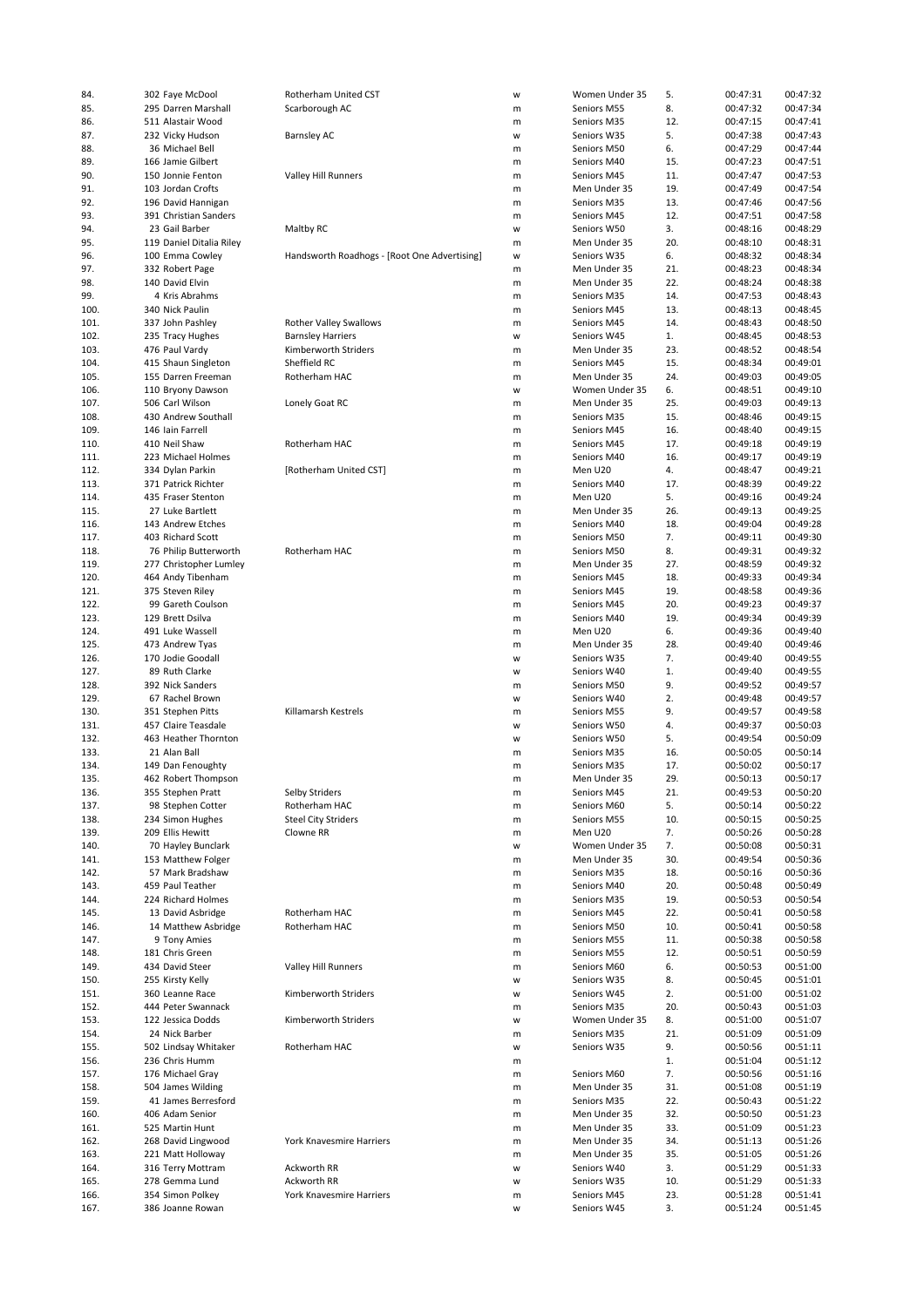| | | | | | | | |
|---|---|---|---|---|---|---|---|
| 84. | 302 Faye McDool | Rotherham United CST | w | Women Under 35 | 5. | 00:47:31 | 00:47:32 |
| 85. | 295 Darren Marshall | Scarborough AC | m | Seniors M55 | 8. | 00:47:32 | 00:47:34 |
| 86. | 511 Alastair Wood | | m | Seniors M35 | 12. | 00:47:15 | 00:47:41 |
| 87. | 232 Vicky Hudson | Barnsley AC | w | Seniors W35 | 5. | 00:47:38 | 00:47:43 |
| 88. | 36 Michael Bell | | m | Seniors M50 | 6. | 00:47:29 | 00:47:44 |
| 89. | 166 Jamie Gilbert | | m | Seniors M40 | 15. | 00:47:23 | 00:47:51 |
| 90. | 150 Jonnie Fenton | Valley Hill Runners | m | Seniors M45 | 11. | 00:47:47 | 00:47:53 |
| 91. | 103 Jordan Crofts | | m | Men Under 35 | 19. | 00:47:49 | 00:47:54 |
| 92. | 196 David Hannigan | | m | Seniors M35 | 13. | 00:47:46 | 00:47:56 |
| 93. | 391 Christian Sanders | | m | Seniors M45 | 12. | 00:47:51 | 00:47:58 |
| 94. | 23 Gail Barber | Maltby RC | w | Seniors W50 | 3. | 00:48:16 | 00:48:29 |
| 95. | 119 Daniel Ditalia Riley | | m | Men Under 35 | 20. | 00:48:10 | 00:48:31 |
| 96. | 100 Emma Cowley | Handsworth Roadhogs - [Root One Advertising] | w | Seniors W35 | 6. | 00:48:32 | 00:48:34 |
| 97. | 332 Robert Page | | m | Men Under 35 | 21. | 00:48:23 | 00:48:34 |
| 98. | 140 David Elvin | | m | Men Under 35 | 22. | 00:48:24 | 00:48:38 |
| 99. | 4 Kris Abrahms | | m | Seniors M35 | 14. | 00:47:53 | 00:48:43 |
| 100. | 340 Nick Paulin | | m | Seniors M45 | 13. | 00:48:13 | 00:48:45 |
| 101. | 337 John Pashley | Rother Valley Swallows | m | Seniors M45 | 14. | 00:48:43 | 00:48:50 |
| 102. | 235 Tracy Hughes | Barnsley Harriers | w | Seniors W45 | 1. | 00:48:45 | 00:48:53 |
| 103. | 476 Paul Vardy | Kimberworth Striders | m | Men Under 35 | 23. | 00:48:52 | 00:48:54 |
| 104. | 415 Shaun Singleton | Sheffield RC | m | Seniors M45 | 15. | 00:48:34 | 00:49:01 |
| 105. | 155 Darren Freeman | Rotherham HAC | m | Men Under 35 | 24. | 00:49:03 | 00:49:05 |
| 106. | 110 Bryony Dawson | | w | Women Under 35 | 6. | 00:48:51 | 00:49:10 |
| 107. | 506 Carl Wilson | Lonely Goat RC | m | Men Under 35 | 25. | 00:49:03 | 00:49:13 |
| 108. | 430 Andrew Southall | | m | Seniors M35 | 15. | 00:48:46 | 00:49:15 |
| 109. | 146 Iain Farrell | | m | Seniors M45 | 16. | 00:48:40 | 00:49:15 |
| 110. | 410 Neil Shaw | Rotherham HAC | m | Seniors M45 | 17. | 00:49:18 | 00:49:19 |
| 111. | 223 Michael Holmes | | m | Seniors M40 | 16. | 00:49:17 | 00:49:19 |
| 112. | 334 Dylan Parkin | [Rotherham United CST] | m | Men U20 | 4. | 00:48:47 | 00:49:21 |
| 113. | 371 Patrick Richter | | m | Seniors M40 | 17. | 00:48:39 | 00:49:22 |
| 114. | 435 Fraser Stenton | | m | Men U20 | 5. | 00:49:16 | 00:49:24 |
| 115. | 27 Luke Bartlett | | m | Men Under 35 | 26. | 00:49:13 | 00:49:25 |
| 116. | 143 Andrew Etches | | m | Seniors M40 | 18. | 00:49:04 | 00:49:28 |
| 117. | 403 Richard Scott | | m | Seniors M50 | 7. | 00:49:11 | 00:49:30 |
| 118. | 76 Philip Butterworth | Rotherham HAC | m | Seniors M50 | 8. | 00:49:31 | 00:49:32 |
| 119. | 277 Christopher Lumley | | m | Men Under 35 | 27. | 00:48:59 | 00:49:32 |
| 120. | 464 Andy Tibenham | | m | Seniors M45 | 18. | 00:49:33 | 00:49:34 |
| 121. | 375 Steven Riley | | m | Seniors M45 | 19. | 00:48:58 | 00:49:36 |
| 122. | 99 Gareth Coulson | | m | Seniors M45 | 20. | 00:49:23 | 00:49:37 |
| 123. | 129 Brett Dsilva | | m | Seniors M40 | 19. | 00:49:34 | 00:49:39 |
| 124. | 491 Luke Wassell | | m | Men U20 | 6. | 00:49:36 | 00:49:40 |
| 125. | 473 Andrew Tyas | | m | Men Under 35 | 28. | 00:49:40 | 00:49:46 |
| 126. | 170 Jodie Goodall | | w | Seniors W35 | 7. | 00:49:40 | 00:49:55 |
| 127. | 89 Ruth Clarke | | w | Seniors W40 | 1. | 00:49:40 | 00:49:55 |
| 128. | 392 Nick Sanders | | m | Seniors M50 | 9. | 00:49:52 | 00:49:57 |
| 129. | 67 Rachel Brown | | w | Seniors W40 | 2. | 00:49:48 | 00:49:57 |
| 130. | 351 Stephen Pitts | Killamarsh Kestrels | m | Seniors M55 | 9. | 00:49:57 | 00:49:58 |
| 131. | 457 Claire Teasdale | | w | Seniors W50 | 4. | 00:49:37 | 00:50:03 |
| 132. | 463 Heather Thornton | | w | Seniors W50 | 5. | 00:49:54 | 00:50:09 |
| 133. | 21 Alan Ball | | m | Seniors M35 | 16. | 00:50:05 | 00:50:14 |
| 134. | 149 Dan Fenoughty | | m | Seniors M35 | 17. | 00:50:02 | 00:50:17 |
| 135. | 462 Robert Thompson | | m | Men Under 35 | 29. | 00:50:13 | 00:50:17 |
| 136. | 355 Stephen Pratt | Selby Striders | m | Seniors M45 | 21. | 00:49:53 | 00:50:20 |
| 137. | 98 Stephen Cotter | Rotherham HAC | m | Seniors M60 | 5. | 00:50:14 | 00:50:22 |
| 138. | 234 Simon Hughes | Steel City Striders | m | Seniors M55 | 10. | 00:50:15 | 00:50:25 |
| 139. | 209 Ellis Hewitt | Clowne RR | m | Men U20 | 7. | 00:50:26 | 00:50:28 |
| 140. | 70 Hayley Bunclark | | w | Women Under 35 | 7. | 00:50:08 | 00:50:31 |
| 141. | 153 Matthew Folger | | m | Men Under 35 | 30. | 00:49:54 | 00:50:36 |
| 142. | 57 Mark Bradshaw | | m | Seniors M35 | 18. | 00:50:16 | 00:50:36 |
| 143. | 459 Paul Teather | | m | Seniors M40 | 20. | 00:50:48 | 00:50:49 |
| 144. | 224 Richard Holmes | | m | Seniors M35 | 19. | 00:50:53 | 00:50:54 |
| 145. | 13 David Asbridge | Rotherham HAC | m | Seniors M45 | 22. | 00:50:41 | 00:50:58 |
| 146. | 14 Matthew Asbridge | Rotherham HAC | m | Seniors M50 | 10. | 00:50:41 | 00:50:58 |
| 147. | 9 Tony Amies | | m | Seniors M55 | 11. | 00:50:38 | 00:50:58 |
| 148. | 181 Chris Green | | m | Seniors M55 | 12. | 00:50:51 | 00:50:59 |
| 149. | 434 David Steer | Valley Hill Runners | m | Seniors M60 | 6. | 00:50:53 | 00:51:00 |
| 150. | 255 Kirsty Kelly | | w | Seniors W35 | 8. | 00:50:45 | 00:51:01 |
| 151. | 360 Leanne Race | Kimberworth Striders | w | Seniors W45 | 2. | 00:51:00 | 00:51:02 |
| 152. | 444 Peter Swannack | | m | Seniors M35 | 20. | 00:50:43 | 00:51:03 |
| 153. | 122 Jessica Dodds | Kimberworth Striders | w | Women Under 35 | 8. | 00:51:00 | 00:51:07 |
| 154. | 24 Nick Barber | | m | Seniors M35 | 21. | 00:51:09 | 00:51:09 |
| 155. | 502 Lindsay Whitaker | Rotherham HAC | w | Seniors W35 | 9. | 00:50:56 | 00:51:11 |
| 156. | 236 Chris Humm | | m | | 1. | 00:51:04 | 00:51:12 |
| 157. | 176 Michael Gray | | m | Seniors M60 | 7. | 00:50:56 | 00:51:16 |
| 158. | 504 James Wilding | | m | Men Under 35 | 31. | 00:51:08 | 00:51:19 |
| 159. | 41 James Berresford | | m | Seniors M35 | 22. | 00:50:43 | 00:51:22 |
| 160. | 406 Adam Senior | | m | Men Under 35 | 32. | 00:50:50 | 00:51:23 |
| 161. | 525 Martin Hunt | | m | Men Under 35 | 33. | 00:51:09 | 00:51:23 |
| 162. | 268 David Lingwood | York Knavesmire Harriers | m | Men Under 35 | 34. | 00:51:13 | 00:51:26 |
| 163. | 221 Matt Holloway | | m | Men Under 35 | 35. | 00:51:05 | 00:51:26 |
| 164. | 316 Terry Mottram | Ackworth RR | w | Seniors W40 | 3. | 00:51:29 | 00:51:33 |
| 165. | 278 Gemma Lund | Ackworth RR | w | Seniors W35 | 10. | 00:51:29 | 00:51:33 |
| 166. | 354 Simon Polkey | York Knavesmire Harriers | m | Seniors M45 | 23. | 00:51:28 | 00:51:41 |
| 167. | 386 Joanne Rowan | | w | Seniors W45 | 3. | 00:51:24 | 00:51:45 |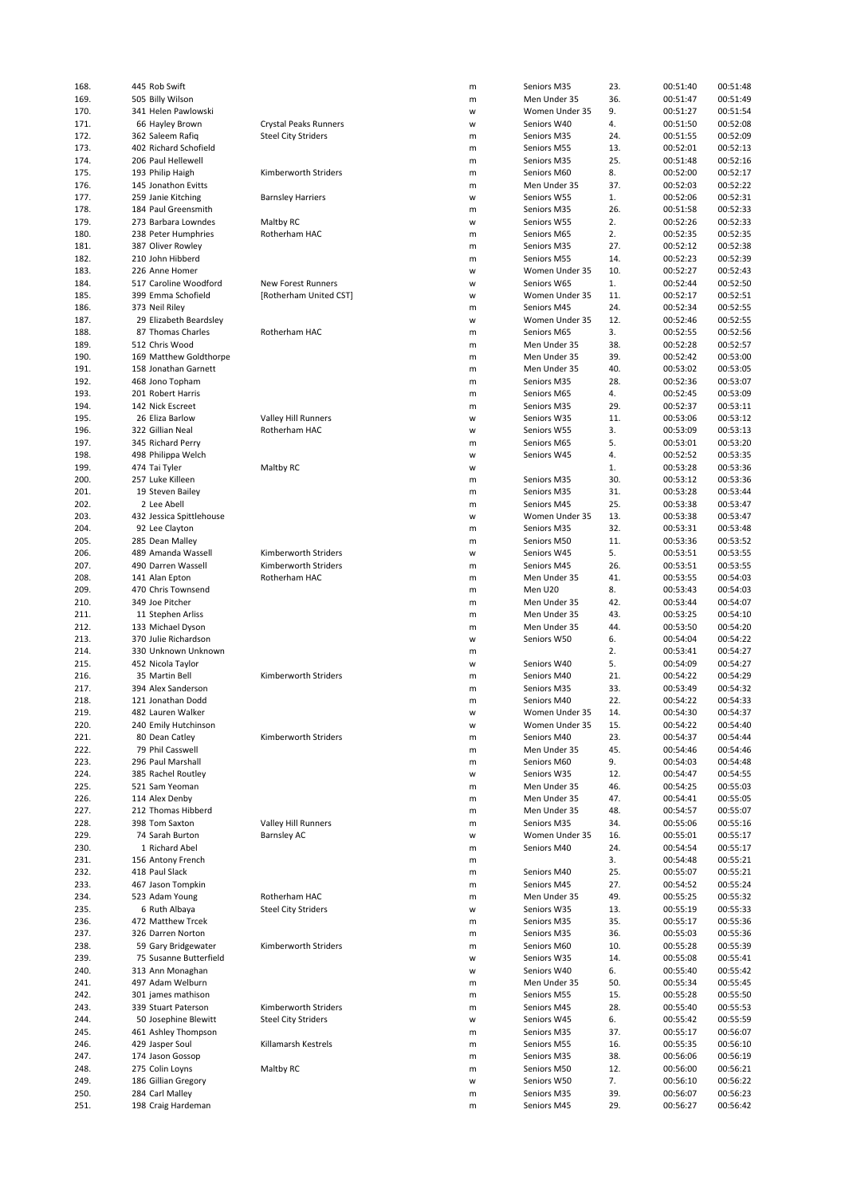| | | | | | | | |
|---|---|---|---|---|---|---|---|
| 168. | 445 Rob Swift | | m | Seniors M35 | 23. | 00:51:40 | 00:51:48 |
| 169. | 505 Billy Wilson | | m | Men Under 35 | 36. | 00:51:47 | 00:51:49 |
| 170. | 341 Helen Pawlowski | | w | Women Under 35 | 9. | 00:51:27 | 00:51:54 |
| 171. | 66 Hayley Brown | Crystal Peaks Runners | w | Seniors W40 | 4. | 00:51:50 | 00:52:08 |
| 172. | 362 Saleem Rafiq | Steel City Striders | m | Seniors M35 | 24. | 00:51:55 | 00:52:09 |
| 173. | 402 Richard Schofield | | m | Seniors M55 | 13. | 00:52:01 | 00:52:13 |
| 174. | 206 Paul Hellewell | | m | Seniors M35 | 25. | 00:51:48 | 00:52:16 |
| 175. | 193 Philip Haigh | Kimberworth Striders | m | Seniors M60 | 8. | 00:52:00 | 00:52:17 |
| 176. | 145 Jonathon Evitts | | m | Men Under 35 | 37. | 00:52:03 | 00:52:22 |
| 177. | 259 Janie Kitching | Barnsley Harriers | w | Seniors W55 | 1. | 00:52:06 | 00:52:31 |
| 178. | 184 Paul Greensmith | | m | Seniors M35 | 26. | 00:51:58 | 00:52:33 |
| 179. | 273 Barbara Lowndes | Maltby RC | w | Seniors W55 | 2. | 00:52:26 | 00:52:33 |
| 180. | 238 Peter Humphries | Rotherham HAC | m | Seniors M65 | 2. | 00:52:35 | 00:52:35 |
| 181. | 387 Oliver Rowley | | m | Seniors M35 | 27. | 00:52:12 | 00:52:38 |
| 182. | 210 John Hibberd | | m | Seniors M55 | 14. | 00:52:23 | 00:52:39 |
| 183. | 226 Anne Homer | | w | Women Under 35 | 10. | 00:52:27 | 00:52:43 |
| 184. | 517 Caroline Woodford | New Forest Runners | w | Seniors W65 | 1. | 00:52:44 | 00:52:50 |
| 185. | 399 Emma Schofield | [Rotherham United CST] | w | Women Under 35 | 11. | 00:52:17 | 00:52:51 |
| 186. | 373 Neil Riley | | m | Seniors M45 | 24. | 00:52:34 | 00:52:55 |
| 187. | 29 Elizabeth Beardsley | | w | Women Under 35 | 12. | 00:52:46 | 00:52:55 |
| 188. | 87 Thomas Charles | Rotherham HAC | m | Seniors M65 | 3. | 00:52:55 | 00:52:56 |
| 189. | 512 Chris Wood | | m | Men Under 35 | 38. | 00:52:28 | 00:52:57 |
| 190. | 169 Matthew Goldthorpe | | m | Men Under 35 | 39. | 00:52:42 | 00:53:00 |
| 191. | 158 Jonathan Garnett | | m | Men Under 35 | 40. | 00:53:02 | 00:53:05 |
| 192. | 468 Jono Topham | | m | Seniors M35 | 28. | 00:52:36 | 00:53:07 |
| 193. | 201 Robert Harris | | m | Seniors M65 | 4. | 00:52:45 | 00:53:09 |
| 194. | 142 Nick Escreet | | m | Seniors M35 | 29. | 00:52:37 | 00:53:11 |
| 195. | 26 Eliza Barlow | Valley Hill Runners | w | Seniors W35 | 11. | 00:53:06 | 00:53:12 |
| 196. | 322 Gillian Neal | Rotherham HAC | w | Seniors W55 | 3. | 00:53:09 | 00:53:13 |
| 197. | 345 Richard Perry | | m | Seniors M65 | 5. | 00:53:01 | 00:53:20 |
| 198. | 498 Philippa Welch | | w | Seniors W45 | 4. | 00:52:52 | 00:53:35 |
| 199. | 474 Tai Tyler | Maltby RC | w | | 1. | 00:53:28 | 00:53:36 |
| 200. | 257 Luke Killeen | | m | Seniors M35 | 30. | 00:53:12 | 00:53:36 |
| 201. | 19 Steven Bailey | | m | Seniors M35 | 31. | 00:53:28 | 00:53:44 |
| 202. | 2 Lee Abell | | m | Seniors M45 | 25. | 00:53:38 | 00:53:47 |
| 203. | 432 Jessica Spittlehouse | | w | Women Under 35 | 13. | 00:53:38 | 00:53:47 |
| 204. | 92 Lee Clayton | | m | Seniors M35 | 32. | 00:53:31 | 00:53:48 |
| 205. | 285 Dean Malley | | m | Seniors M50 | 11. | 00:53:36 | 00:53:52 |
| 206. | 489 Amanda Wassell | Kimberworth Striders | w | Seniors W45 | 5. | 00:53:51 | 00:53:55 |
| 207. | 490 Darren Wassell | Kimberworth Striders | m | Seniors M45 | 26. | 00:53:51 | 00:53:55 |
| 208. | 141 Alan Epton | Rotherham HAC | m | Men Under 35 | 41. | 00:53:55 | 00:54:03 |
| 209. | 470 Chris Townsend | | m | Men U20 | 8. | 00:53:43 | 00:54:03 |
| 210. | 349 Joe Pitcher | | m | Men Under 35 | 42. | 00:53:44 | 00:54:07 |
| 211. | 11 Stephen Arliss | | m | Men Under 35 | 43. | 00:53:25 | 00:54:10 |
| 212. | 133 Michael Dyson | | m | Men Under 35 | 44. | 00:53:50 | 00:54:20 |
| 213. | 370 Julie Richardson | | w | Seniors W50 | 6. | 00:54:04 | 00:54:22 |
| 214. | 330 Unknown Unknown | | m | | 2. | 00:53:41 | 00:54:27 |
| 215. | 452 Nicola Taylor | | w | Seniors W40 | 5. | 00:54:09 | 00:54:27 |
| 216. | 35 Martin Bell | Kimberworth Striders | m | Seniors M40 | 21. | 00:54:22 | 00:54:29 |
| 217. | 394 Alex Sanderson | | m | Seniors M35 | 33. | 00:53:49 | 00:54:32 |
| 218. | 121 Jonathan Dodd | | m | Seniors M40 | 22. | 00:54:22 | 00:54:33 |
| 219. | 482 Lauren Walker | | w | Women Under 35 | 14. | 00:54:30 | 00:54:37 |
| 220. | 240 Emily Hutchinson | | w | Women Under 35 | 15. | 00:54:22 | 00:54:40 |
| 221. | 80 Dean Catley | Kimberworth Striders | m | Seniors M40 | 23. | 00:54:37 | 00:54:44 |
| 222. | 79 Phil Casswell | | m | Men Under 35 | 45. | 00:54:46 | 00:54:46 |
| 223. | 296 Paul Marshall | | m | Seniors M60 | 9. | 00:54:03 | 00:54:48 |
| 224. | 385 Rachel Routley | | w | Seniors W35 | 12. | 00:54:47 | 00:54:55 |
| 225. | 521 Sam Yeoman | | m | Men Under 35 | 46. | 00:54:25 | 00:55:03 |
| 226. | 114 Alex Denby | | m | Men Under 35 | 47. | 00:54:41 | 00:55:05 |
| 227. | 212 Thomas Hibberd | | m | Men Under 35 | 48. | 00:54:57 | 00:55:07 |
| 228. | 398 Tom Saxton | Valley Hill Runners | m | Seniors M35 | 34. | 00:55:06 | 00:55:16 |
| 229. | 74 Sarah Burton | Barnsley AC | w | Women Under 35 | 16. | 00:55:01 | 00:55:17 |
| 230. | 1 Richard Abel | | m | Seniors M40 | 24. | 00:54:54 | 00:55:17 |
| 231. | 156 Antony French | | m | | 3. | 00:54:48 | 00:55:21 |
| 232. | 418 Paul Slack | | m | Seniors M40 | 25. | 00:55:07 | 00:55:21 |
| 233. | 467 Jason Tompkin | | m | Seniors M45 | 27. | 00:54:52 | 00:55:24 |
| 234. | 523 Adam Young | Rotherham HAC | m | Men Under 35 | 49. | 00:55:25 | 00:55:32 |
| 235. | 6 Ruth Albaya | Steel City Striders | w | Seniors W35 | 13. | 00:55:19 | 00:55:33 |
| 236. | 472 Matthew Trcek | | m | Seniors M35 | 35. | 00:55:17 | 00:55:36 |
| 237. | 326 Darren Norton | | m | Seniors M35 | 36. | 00:55:03 | 00:55:36 |
| 238. | 59 Gary Bridgewater | Kimberworth Striders | m | Seniors M60 | 10. | 00:55:28 | 00:55:39 |
| 239. | 75 Susanne Butterfield | | w | Seniors W35 | 14. | 00:55:08 | 00:55:41 |
| 240. | 313 Ann Monaghan | | w | Seniors W40 | 6. | 00:55:40 | 00:55:42 |
| 241. | 497 Adam Welburn | | m | Men Under 35 | 50. | 00:55:34 | 00:55:45 |
| 242. | 301 james mathison | | m | Seniors M55 | 15. | 00:55:28 | 00:55:50 |
| 243. | 339 Stuart Paterson | Kimberworth Striders | m | Seniors M45 | 28. | 00:55:40 | 00:55:53 |
| 244. | 50 Josephine Blewitt | Steel City Striders | w | Seniors W45 | 6. | 00:55:42 | 00:55:59 |
| 245. | 461 Ashley Thompson | | m | Seniors M35 | 37. | 00:55:17 | 00:56:07 |
| 246. | 429 Jasper Soul | Killamarsh Kestrels | m | Seniors M55 | 16. | 00:55:35 | 00:56:10 |
| 247. | 174 Jason Gossop | | m | Seniors M35 | 38. | 00:56:06 | 00:56:19 |
| 248. | 275 Colin Loyns | Maltby RC | m | Seniors M50 | 12. | 00:56:00 | 00:56:21 |
| 249. | 186 Gillian Gregory | | w | Seniors W50 | 7. | 00:56:10 | 00:56:22 |
| 250. | 284 Carl Malley | | m | Seniors M35 | 39. | 00:56:07 | 00:56:23 |
| 251. | 198 Craig Hardeman | | m | Seniors M45 | 29. | 00:56:27 | 00:56:42 |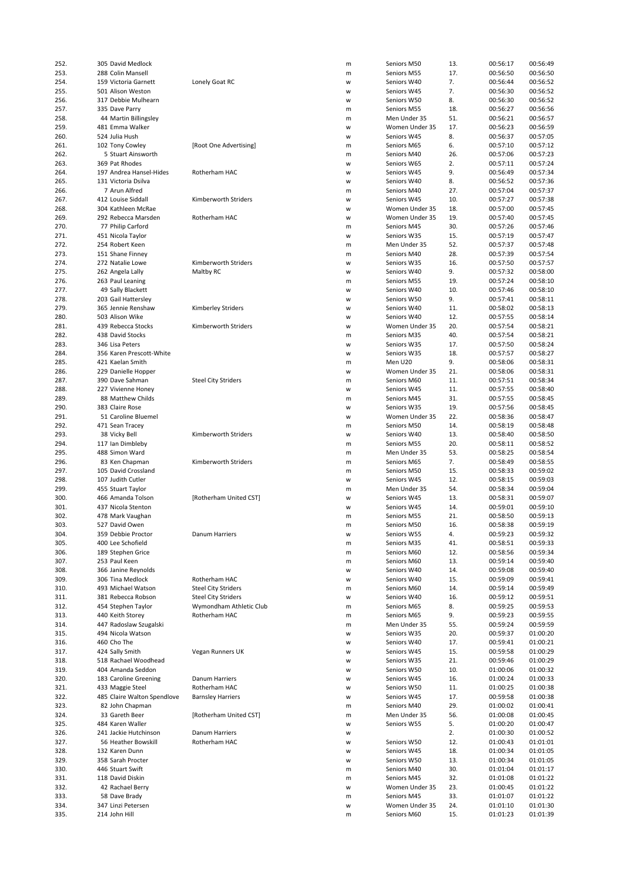| | | | | | | | |
|---|---|---|---|---|---|---|---|
| 252. | 305 David Medlock | | m | Seniors M50 | 13. | 00:56:17 | 00:56:49 |
| 253. | 288 Colin Mansell | | m | Seniors M55 | 17. | 00:56:50 | 00:56:50 |
| 254. | 159 Victoria Garnett | Lonely Goat RC | w | Seniors W40 | 7. | 00:56:44 | 00:56:52 |
| 255. | 501 Alison Weston | | w | Seniors W45 | 7. | 00:56:30 | 00:56:52 |
| 256. | 317 Debbie Mulhearn | | w | Seniors W50 | 8. | 00:56:30 | 00:56:52 |
| 257. | 335 Dave Parry | | m | Seniors M55 | 18. | 00:56:27 | 00:56:56 |
| 258. | 44 Martin Billingsley | | m | Men Under 35 | 51. | 00:56:21 | 00:56:57 |
| 259. | 481 Emma Walker | | w | Women Under 35 | 17. | 00:56:23 | 00:56:59 |
| 260. | 524 Julia Hush | | w | Seniors W45 | 8. | 00:56:37 | 00:57:05 |
| 261. | 102 Tony Cowley | [Root One Advertising] | m | Seniors M65 | 6. | 00:57:10 | 00:57:12 |
| 262. | 5 Stuart Ainsworth | | m | Seniors M40 | 26. | 00:57:06 | 00:57:23 |
| 263. | 369 Pat Rhodes | | w | Seniors W65 | 2. | 00:57:11 | 00:57:24 |
| 264. | 197 Andrea Hansel-Hides | Rotherham HAC | w | Seniors W45 | 9. | 00:56:49 | 00:57:34 |
| 265. | 131 Victoria Dsilva | | w | Seniors W40 | 8. | 00:56:52 | 00:57:36 |
| 266. | 7 Arun Alfred | | m | Seniors M40 | 27. | 00:57:04 | 00:57:37 |
| 267. | 412 Louise Siddall | Kimberworth Striders | w | Seniors W45 | 10. | 00:57:27 | 00:57:38 |
| 268. | 304 Kathleen McRae | | w | Women Under 35 | 18. | 00:57:00 | 00:57:45 |
| 269. | 292 Rebecca Marsden | Rotherham HAC | w | Women Under 35 | 19. | 00:57:40 | 00:57:45 |
| 270. | 77 Philip Carford | | m | Seniors M45 | 30. | 00:57:26 | 00:57:46 |
| 271. | 451 Nicola Taylor | | w | Seniors W35 | 15. | 00:57:19 | 00:57:47 |
| 272. | 254 Robert Keen | | m | Men Under 35 | 52. | 00:57:37 | 00:57:48 |
| 273. | 151 Shane Finney | | m | Seniors M40 | 28. | 00:57:39 | 00:57:54 |
| 274. | 272 Natalie Lowe | Kimberworth Striders | w | Seniors W35 | 16. | 00:57:50 | 00:57:57 |
| 275. | 262 Angela Lally | Maltby RC | w | Seniors W40 | 9. | 00:57:32 | 00:58:00 |
| 276. | 263 Paul Leaning | | m | Seniors M55 | 19. | 00:57:24 | 00:58:10 |
| 277. | 49 Sally Blackett | | w | Seniors W40 | 10. | 00:57:46 | 00:58:10 |
| 278. | 203 Gail Hattersley | | w | Seniors W50 | 9. | 00:57:41 | 00:58:11 |
| 279. | 365 Jennie Renshaw | Kimberley Striders | w | Seniors W40 | 11. | 00:58:02 | 00:58:13 |
| 280. | 503 Alison Wike | | w | Seniors W40 | 12. | 00:57:55 | 00:58:14 |
| 281. | 439 Rebecca Stocks | Kimberworth Striders | w | Women Under 35 | 20. | 00:57:54 | 00:58:21 |
| 282. | 438 David Stocks | | m | Seniors M35 | 40. | 00:57:54 | 00:58:21 |
| 283. | 346 Lisa Peters | | w | Seniors W35 | 17. | 00:57:50 | 00:58:24 |
| 284. | 356 Karen Prescott-White | | w | Seniors W35 | 18. | 00:57:57 | 00:58:27 |
| 285. | 421 Kaelan Smith | | m | Men U20 | 9. | 00:58:06 | 00:58:31 |
| 286. | 229 Danielle Hopper | | w | Women Under 35 | 21. | 00:58:06 | 00:58:31 |
| 287. | 390 Dave Sahman | Steel City Striders | m | Seniors M60 | 11. | 00:57:51 | 00:58:34 |
| 288. | 227 Vivienne Honey | | w | Seniors W45 | 11. | 00:57:55 | 00:58:40 |
| 289. | 88 Matthew Childs | | m | Seniors M45 | 31. | 00:57:55 | 00:58:45 |
| 290. | 383 Claire Rose | | w | Seniors W35 | 19. | 00:57:56 | 00:58:45 |
| 291. | 51 Caroline Bluemel | | w | Women Under 35 | 22. | 00:58:36 | 00:58:47 |
| 292. | 471 Sean Tracey | | m | Seniors M50 | 14. | 00:58:19 | 00:58:48 |
| 293. | 38 Vicky Bell | Kimberworth Striders | w | Seniors W40 | 13. | 00:58:40 | 00:58:50 |
| 294. | 117 Ian Dimbleby | | m | Seniors M55 | 20. | 00:58:11 | 00:58:52 |
| 295. | 488 Simon Ward | | m | Men Under 35 | 53. | 00:58:25 | 00:58:54 |
| 296. | 83 Ken Chapman | Kimberworth Striders | m | Seniors M65 | 7. | 00:58:49 | 00:58:55 |
| 297. | 105 David Crossland | | m | Seniors M50 | 15. | 00:58:33 | 00:59:02 |
| 298. | 107 Judith Cutler | | w | Seniors W45 | 12. | 00:58:15 | 00:59:03 |
| 299. | 455 Stuart Taylor | | m | Men Under 35 | 54. | 00:58:34 | 00:59:04 |
| 300. | 466 Amanda Tolson | [Rotherham United CST] | w | Seniors W45 | 13. | 00:58:31 | 00:59:07 |
| 301. | 437 Nicola Stenton | | w | Seniors W45 | 14. | 00:59:01 | 00:59:10 |
| 302. | 478 Mark Vaughan | | m | Seniors M55 | 21. | 00:58:50 | 00:59:13 |
| 303. | 527 David Owen | | m | Seniors M50 | 16. | 00:58:38 | 00:59:19 |
| 304. | 359 Debbie Proctor | Danum Harriers | w | Seniors W55 | 4. | 00:59:23 | 00:59:32 |
| 305. | 400 Lee Schofield | | m | Seniors M35 | 41. | 00:58:51 | 00:59:33 |
| 306. | 189 Stephen Grice | | m | Seniors M60 | 12. | 00:58:56 | 00:59:34 |
| 307. | 253 Paul Keen | | m | Seniors M60 | 13. | 00:59:14 | 00:59:40 |
| 308. | 366 Janine Reynolds | | w | Seniors W40 | 14. | 00:59:08 | 00:59:40 |
| 309. | 306 Tina Medlock | Rotherham HAC | w | Seniors W40 | 15. | 00:59:09 | 00:59:41 |
| 310. | 493 Michael Watson | Steel City Striders | m | Seniors M60 | 14. | 00:59:14 | 00:59:49 |
| 311. | 381 Rebecca Robson | Steel City Striders | w | Seniors W40 | 16. | 00:59:12 | 00:59:51 |
| 312. | 454 Stephen Taylor | Wymondham Athletic Club | m | Seniors M65 | 8. | 00:59:25 | 00:59:53 |
| 313. | 440 Keith Storey | Rotherham HAC | m | Seniors M65 | 9. | 00:59:23 | 00:59:55 |
| 314. | 447 Radoslaw Szugalski | | m | Men Under 35 | 55. | 00:59:24 | 00:59:59 |
| 315. | 494 Nicola Watson | | w | Seniors W35 | 20. | 00:59:37 | 01:00:20 |
| 316. | 460 Cho The | | w | Seniors W40 | 17. | 00:59:41 | 01:00:21 |
| 317. | 424 Sally Smith | Vegan Runners UK | w | Seniors W45 | 15. | 00:59:58 | 01:00:29 |
| 318. | 518 Rachael Woodhead | | w | Seniors W35 | 21. | 00:59:46 | 01:00:29 |
| 319. | 404 Amanda Seddon | | w | Seniors W50 | 10. | 01:00:06 | 01:00:32 |
| 320. | 183 Caroline Greening | Danum Harriers | w | Seniors W45 | 16. | 01:00:24 | 01:00:33 |
| 321. | 433 Maggie Steel | Rotherham HAC | w | Seniors W50 | 11. | 01:00:25 | 01:00:38 |
| 322. | 485 Claire Walton Spendlove | Barnsley Harriers | w | Seniors W45 | 17. | 00:59:58 | 01:00:38 |
| 323. | 82 John Chapman | | m | Seniors M40 | 29. | 01:00:02 | 01:00:41 |
| 324. | 33 Gareth Beer | [Rotherham United CST] | m | Men Under 35 | 56. | 01:00:08 | 01:00:45 |
| 325. | 484 Karen Waller | | w | Seniors W55 | 5. | 01:00:20 | 01:00:47 |
| 326. | 241 Jackie Hutchinson | Danum Harriers | w | | 2. | 01:00:30 | 01:00:52 |
| 327. | 56 Heather Bowskill | Rotherham HAC | w | Seniors W50 | 12. | 01:00:43 | 01:01:01 |
| 328. | 132 Karen Dunn | | w | Seniors W45 | 18. | 01:00:34 | 01:01:05 |
| 329. | 358 Sarah Procter | | w | Seniors W50 | 13. | 01:00:34 | 01:01:05 |
| 330. | 446 Stuart Swift | | m | Seniors M40 | 30. | 01:01:04 | 01:01:17 |
| 331. | 118 David Diskin | | m | Seniors M45 | 32. | 01:01:08 | 01:01:22 |
| 332. | 42 Rachael Berry | | w | Women Under 35 | 23. | 01:00:45 | 01:01:22 |
| 333. | 58 Dave Brady | | m | Seniors M45 | 33. | 01:01:07 | 01:01:22 |
| 334. | 347 Linzi Petersen | | w | Women Under 35 | 24. | 01:01:10 | 01:01:30 |
| 335. | 214 John Hill | | m | Seniors M60 | 15. | 01:01:23 | 01:01:39 |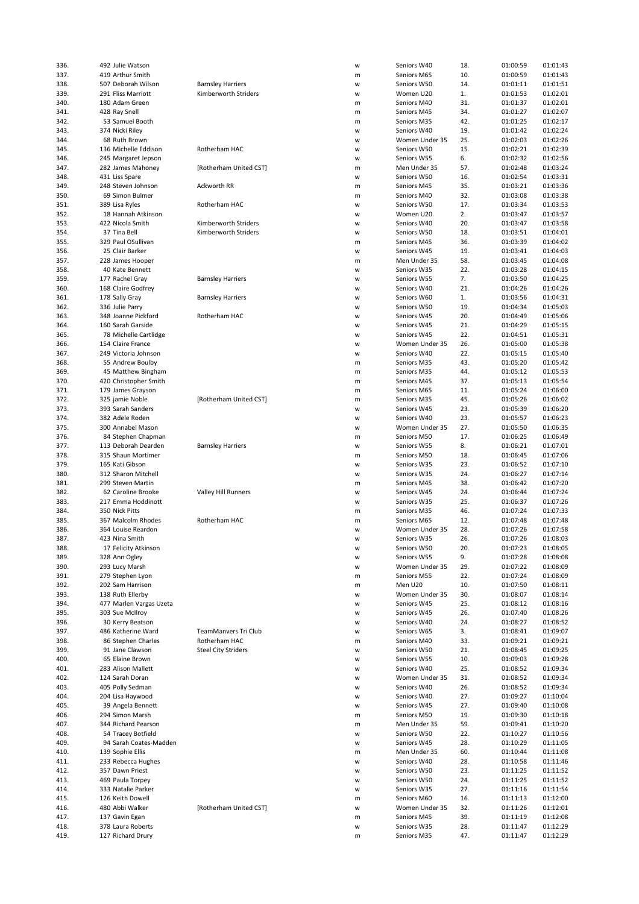| | | | | | | | |
|---|---|---|---|---|---|---|---|
| 336. | 492 Julie Watson | | w | Seniors W40 | 18. | 01:00:59 | 01:01:43 |
| 337. | 419 Arthur Smith | | m | Seniors M65 | 10. | 01:00:59 | 01:01:43 |
| 338. | 507 Deborah Wilson | Barnsley Harriers | w | Seniors W50 | 14. | 01:01:11 | 01:01:51 |
| 339. | 291 Fliss Marriott | Kimberworth Striders | w | Women U20 | 1. | 01:01:53 | 01:02:01 |
| 340. | 180 Adam Green | | m | Seniors M40 | 31. | 01:01:37 | 01:02:01 |
| 341. | 428 Ray Snell | | m | Seniors M45 | 34. | 01:01:27 | 01:02:07 |
| 342. | 53 Samuel Booth | | m | Seniors M35 | 42. | 01:01:25 | 01:02:17 |
| 343. | 374 Nicki Riley | | w | Seniors W40 | 19. | 01:01:42 | 01:02:24 |
| 344. | 68 Ruth Brown | | w | Women Under 35 | 25. | 01:02:03 | 01:02:26 |
| 345. | 136 Michelle Eddison | Rotherham HAC | w | Seniors W50 | 15. | 01:02:21 | 01:02:39 |
| 346. | 245 Margaret Jepson | | w | Seniors W55 | 6. | 01:02:32 | 01:02:56 |
| 347. | 282 James Mahoney | [Rotherham United CST] | m | Men Under 35 | 57. | 01:02:48 | 01:03:24 |
| 348. | 431 Liss Spare | | w | Seniors W50 | 16. | 01:02:54 | 01:03:31 |
| 349. | 248 Steven Johnson | Ackworth RR | m | Seniors M45 | 35. | 01:03:21 | 01:03:36 |
| 350. | 69 Simon Bulmer | | m | Seniors M40 | 32. | 01:03:08 | 01:03:38 |
| 351. | 389 Lisa Ryles | Rotherham HAC | w | Seniors W50 | 17. | 01:03:34 | 01:03:53 |
| 352. | 18 Hannah Atkinson | | w | Women U20 | 2. | 01:03:47 | 01:03:57 |
| 353. | 422 Nicola Smith | Kimberworth Striders | w | Seniors W40 | 20. | 01:03:47 | 01:03:58 |
| 354. | 37 Tina Bell | Kimberworth Striders | w | Seniors W50 | 18. | 01:03:51 | 01:04:01 |
| 355. | 329 Paul OSullivan | | m | Seniors M45 | 36. | 01:03:39 | 01:04:02 |
| 356. | 25 Clair Barker | | w | Seniors W45 | 19. | 01:03:41 | 01:04:03 |
| 357. | 228 James Hooper | | m | Men Under 35 | 58. | 01:03:45 | 01:04:08 |
| 358. | 40 Kate Bennett | | w | Seniors W35 | 22. | 01:03:28 | 01:04:15 |
| 359. | 177 Rachel Gray | Barnsley Harriers | w | Seniors W55 | 7. | 01:03:50 | 01:04:25 |
| 360. | 168 Claire Godfrey | | w | Seniors W40 | 21. | 01:04:26 | 01:04:26 |
| 361. | 178 Sally Gray | Barnsley Harriers | w | Seniors W60 | 1. | 01:03:56 | 01:04:31 |
| 362. | 336 Julie Parry | | w | Seniors W50 | 19. | 01:04:34 | 01:05:03 |
| 363. | 348 Joanne Pickford | Rotherham HAC | w | Seniors W45 | 20. | 01:04:49 | 01:05:06 |
| 364. | 160 Sarah Garside | | w | Seniors W45 | 21. | 01:04:29 | 01:05:15 |
| 365. | 78 Michelle Cartlidge | | w | Seniors W45 | 22. | 01:04:51 | 01:05:31 |
| 366. | 154 Claire France | | w | Women Under 35 | 26. | 01:05:00 | 01:05:38 |
| 367. | 249 Victoria Johnson | | w | Seniors W40 | 22. | 01:05:15 | 01:05:40 |
| 368. | 55 Andrew Boulby | | m | Seniors M35 | 43. | 01:05:20 | 01:05:42 |
| 369. | 45 Matthew Bingham | | m | Seniors M35 | 44. | 01:05:12 | 01:05:53 |
| 370. | 420 Christopher Smith | | m | Seniors M45 | 37. | 01:05:13 | 01:05:54 |
| 371. | 179 James Grayson | | m | Seniors M65 | 11. | 01:05:24 | 01:06:00 |
| 372. | 325 jamie Noble | [Rotherham United CST] | m | Seniors M35 | 45. | 01:05:26 | 01:06:02 |
| 373. | 393 Sarah Sanders | | w | Seniors W45 | 23. | 01:05:39 | 01:06:20 |
| 374. | 382 Adele Roden | | w | Seniors W40 | 23. | 01:05:57 | 01:06:23 |
| 375. | 300 Annabel Mason | | w | Women Under 35 | 27. | 01:05:50 | 01:06:35 |
| 376. | 84 Stephen Chapman | | m | Seniors M50 | 17. | 01:06:25 | 01:06:49 |
| 377. | 113 Deborah Dearden | Barnsley Harriers | w | Seniors W55 | 8. | 01:06:21 | 01:07:01 |
| 378. | 315 Shaun Mortimer | | m | Seniors M50 | 18. | 01:06:45 | 01:07:06 |
| 379. | 165 Kati Gibson | | w | Seniors W35 | 23. | 01:06:52 | 01:07:10 |
| 380. | 312 Sharon Mitchell | | w | Seniors W35 | 24. | 01:06:27 | 01:07:14 |
| 381. | 299 Steven Martin | | m | Seniors M45 | 38. | 01:06:42 | 01:07:20 |
| 382. | 62 Caroline Brooke | Valley Hill Runners | w | Seniors W45 | 24. | 01:06:44 | 01:07:24 |
| 383. | 217 Emma Hoddinott | | w | Seniors W35 | 25. | 01:06:37 | 01:07:26 |
| 384. | 350 Nick Pitts | | m | Seniors M35 | 46. | 01:07:24 | 01:07:33 |
| 385. | 367 Malcolm Rhodes | Rotherham HAC | m | Seniors M65 | 12. | 01:07:48 | 01:07:48 |
| 386. | 364 Louise Reardon | | w | Women Under 35 | 28. | 01:07:26 | 01:07:58 |
| 387. | 423 Nina Smith | | w | Seniors W35 | 26. | 01:07:26 | 01:08:03 |
| 388. | 17 Felicity Atkinson | | w | Seniors W50 | 20. | 01:07:23 | 01:08:05 |
| 389. | 328 Ann Ogley | | w | Seniors W55 | 9. | 01:07:28 | 01:08:08 |
| 390. | 293 Lucy Marsh | | w | Women Under 35 | 29. | 01:07:22 | 01:08:09 |
| 391. | 279 Stephen Lyon | | m | Seniors M55 | 22. | 01:07:24 | 01:08:09 |
| 392. | 202 Sam Harrison | | m | Men U20 | 10. | 01:07:50 | 01:08:11 |
| 393. | 138 Ruth Ellerby | | w | Women Under 35 | 30. | 01:08:07 | 01:08:14 |
| 394. | 477 Marlen Vargas Uzeta | | w | Seniors W45 | 25. | 01:08:12 | 01:08:16 |
| 395. | 303 Sue McIlroy | | w | Seniors W45 | 26. | 01:07:40 | 01:08:26 |
| 396. | 30 Kerry Beatson | | w | Seniors W40 | 24. | 01:08:27 | 01:08:52 |
| 397. | 486 Katherine Ward | TeamManvers Tri Club | w | Seniors W65 | 3. | 01:08:41 | 01:09:07 |
| 398. | 86 Stephen Charles | Rotherham HAC | m | Seniors M40 | 33. | 01:09:21 | 01:09:21 |
| 399. | 91 Jane Clawson | Steel City Striders | w | Seniors W50 | 21. | 01:08:45 | 01:09:25 |
| 400. | 65 Elaine Brown | | w | Seniors W55 | 10. | 01:09:03 | 01:09:28 |
| 401. | 283 Alison Mallett | | w | Seniors W40 | 25. | 01:08:52 | 01:09:34 |
| 402. | 124 Sarah Doran | | w | Women Under 35 | 31. | 01:08:52 | 01:09:34 |
| 403. | 405 Polly Sedman | | w | Seniors W40 | 26. | 01:08:52 | 01:09:34 |
| 404. | 204 Lisa Haywood | | w | Seniors W40 | 27. | 01:09:27 | 01:10:04 |
| 405. | 39 Angela Bennett | | w | Seniors W45 | 27. | 01:09:40 | 01:10:08 |
| 406. | 294 Simon Marsh | | m | Seniors M50 | 19. | 01:09:30 | 01:10:18 |
| 407. | 344 Richard Pearson | | m | Men Under 35 | 59. | 01:09:41 | 01:10:20 |
| 408. | 54 Tracey Botfield | | w | Seniors W50 | 22. | 01:10:27 | 01:10:56 |
| 409. | 94 Sarah Coates-Madden | | w | Seniors W45 | 28. | 01:10:29 | 01:11:05 |
| 410. | 139 Sophie Ellis | | m | Men Under 35 | 60. | 01:10:44 | 01:11:08 |
| 411. | 233 Rebecca Hughes | | w | Seniors W40 | 28. | 01:10:58 | 01:11:46 |
| 412. | 357 Dawn Priest | | w | Seniors W50 | 23. | 01:11:25 | 01:11:52 |
| 413. | 469 Paula Torpey | | w | Seniors W50 | 24. | 01:11:25 | 01:11:52 |
| 414. | 333 Natalie Parker | | w | Seniors W35 | 27. | 01:11:16 | 01:11:54 |
| 415. | 126 Keith Dowell | | m | Seniors M60 | 16. | 01:11:13 | 01:12:00 |
| 416. | 480 Abbi Walker | [Rotherham United CST] | w | Women Under 35 | 32. | 01:11:26 | 01:12:01 |
| 417. | 137 Gavin Egan | | m | Seniors M45 | 39. | 01:11:19 | 01:12:08 |
| 418. | 378 Laura Roberts | | w | Seniors W35 | 28. | 01:11:47 | 01:12:29 |
| 419. | 127 Richard Drury | | m | Seniors M35 | 47. | 01:11:47 | 01:12:29 |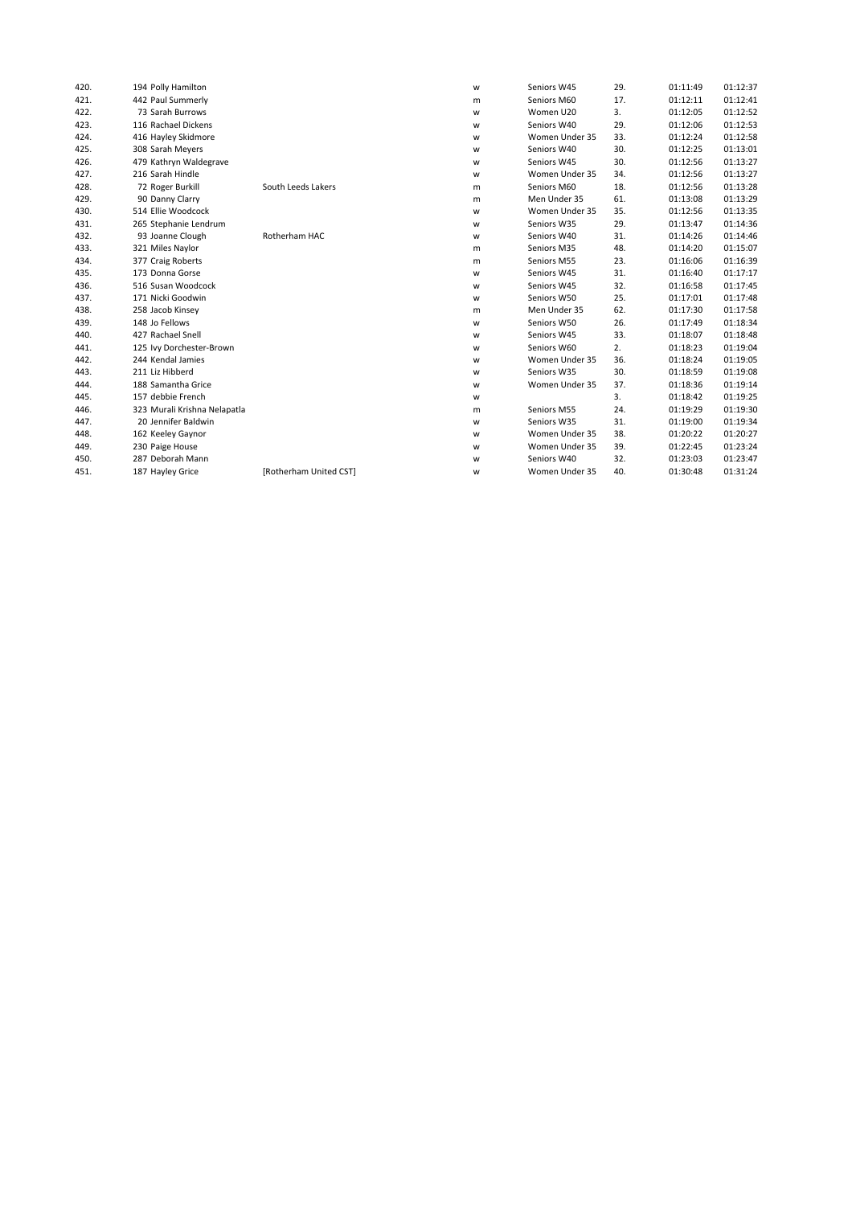| | | | | | | | | |
|---|---|---|---|---|---|---|---|---|
| 420. | 194 | Polly Hamilton | | w | Seniors W45 | 29. | 01:11:49 | 01:12:37 |
| 421. | 442 | Paul Summerly | | m | Seniors M60 | 17. | 01:12:11 | 01:12:41 |
| 422. | 73 | Sarah Burrows | | w | Women U20 | 3. | 01:12:05 | 01:12:52 |
| 423. | 116 | Rachael Dickens | | w | Seniors W40 | 29. | 01:12:06 | 01:12:53 |
| 424. | 416 | Hayley Skidmore | | w | Women Under 35 | 33. | 01:12:24 | 01:12:58 |
| 425. | 308 | Sarah Meyers | | w | Seniors W40 | 30. | 01:12:25 | 01:13:01 |
| 426. | 479 | Kathryn Waldegrave | | w | Seniors W45 | 30. | 01:12:56 | 01:13:27 |
| 427. | 216 | Sarah Hindle | | w | Women Under 35 | 34. | 01:12:56 | 01:13:27 |
| 428. | 72 | Roger Burkill | South Leeds Lakers | m | Seniors M60 | 18. | 01:12:56 | 01:13:28 |
| 429. | 90 | Danny Clarry | | m | Men Under 35 | 61. | 01:13:08 | 01:13:29 |
| 430. | 514 | Ellie Woodcock | | w | Women Under 35 | 35. | 01:12:56 | 01:13:35 |
| 431. | 265 | Stephanie Lendrum | | w | Seniors W35 | 29. | 01:13:47 | 01:14:36 |
| 432. | 93 | Joanne Clough | Rotherham HAC | w | Seniors W40 | 31. | 01:14:26 | 01:14:46 |
| 433. | 321 | Miles Naylor | | m | Seniors M35 | 48. | 01:14:20 | 01:15:07 |
| 434. | 377 | Craig Roberts | | m | Seniors M55 | 23. | 01:16:06 | 01:16:39 |
| 435. | 173 | Donna Gorse | | w | Seniors W45 | 31. | 01:16:40 | 01:17:17 |
| 436. | 516 | Susan Woodcock | | w | Seniors W45 | 32. | 01:16:58 | 01:17:45 |
| 437. | 171 | Nicki Goodwin | | w | Seniors W50 | 25. | 01:17:01 | 01:17:48 |
| 438. | 258 | Jacob Kinsey | | m | Men Under 35 | 62. | 01:17:30 | 01:17:58 |
| 439. | 148 | Jo Fellows | | w | Seniors W50 | 26. | 01:17:49 | 01:18:34 |
| 440. | 427 | Rachael Snell | | w | Seniors W45 | 33. | 01:18:07 | 01:18:48 |
| 441. | 125 | Ivy Dorchester-Brown | | w | Seniors W60 | 2. | 01:18:23 | 01:19:04 |
| 442. | 244 | Kendal Jamies | | w | Women Under 35 | 36. | 01:18:24 | 01:19:05 |
| 443. | 211 | Liz Hibberd | | w | Seniors W35 | 30. | 01:18:59 | 01:19:08 |
| 444. | 188 | Samantha Grice | | w | Women Under 35 | 37. | 01:18:36 | 01:19:14 |
| 445. | 157 | debbie French | | w | | 3. | 01:18:42 | 01:19:25 |
| 446. | 323 | Murali Krishna Nelapatla | | m | Seniors M55 | 24. | 01:19:29 | 01:19:30 |
| 447. | 20 | Jennifer Baldwin | | w | Seniors W35 | 31. | 01:19:00 | 01:19:34 |
| 448. | 162 | Keeley Gaynor | | w | Women Under 35 | 38. | 01:20:22 | 01:20:27 |
| 449. | 230 | Paige House | | w | Women Under 35 | 39. | 01:22:45 | 01:23:24 |
| 450. | 287 | Deborah Mann | | w | Seniors W40 | 32. | 01:23:03 | 01:23:47 |
| 451. | 187 | Hayley Grice | [Rotherham United CST] | w | Women Under 35 | 40. | 01:30:48 | 01:31:24 |